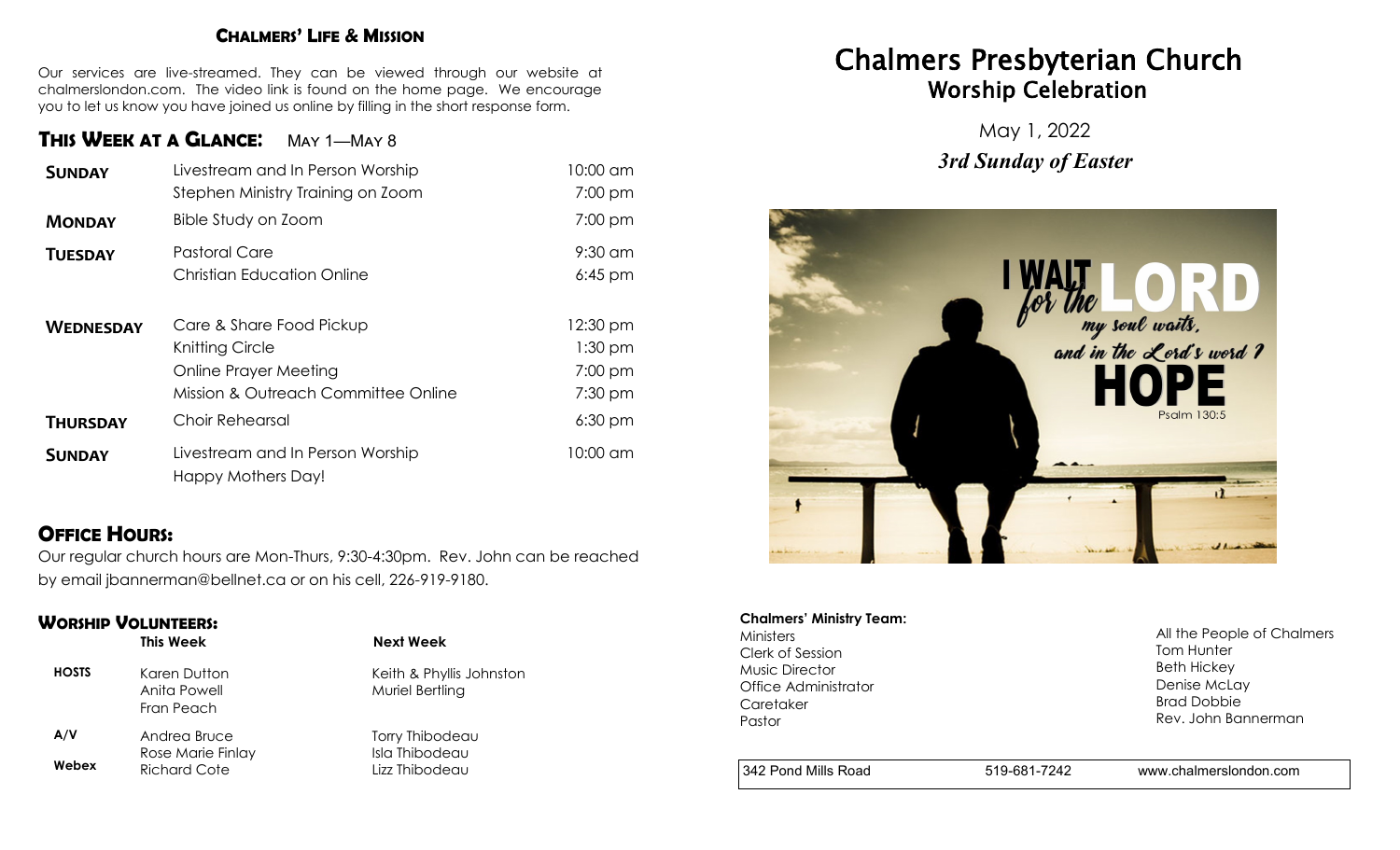## Chalmers' Life & Mission

Our services are live-streamed. They can be viewed through our website at chalmerslondon.com. The video link is found on the home page. We encourage you to let us know you have joined us online by filling in the short response form.

## This Week at a Glance: May 1—May 8

| | | |
|---|---|---|
| **Sunday** | Livestream and In Person Worship | 10:00 am |
| | Stephen Ministry Training on Zoom | 7:00 pm |
| **Monday** | Bible Study on Zoom | 7:00 pm |
| **Tuesday** | Pastoral Care | 9:30 am |
| | Christian Education Online | 6:45 pm |
| **Wednesday** | Care & Share Food Pickup | 12:30 pm |
| | Knitting Circle | 1:30 pm |
| | Online Prayer Meeting | 7:00 pm |
| | Mission & Outreach Committee Online | 7:30 pm |
| **Thursday** | Choir Rehearsal | 6:30 pm |
| **Sunday** | Livestream and In Person Worship | 10:00 am |
| | Happy Mothers Day! | |

## Office Hours:

Our regular church hours are Mon-Thurs, 9:30-4:30pm. Rev. John can be reached by email jbannerman@bellnet.ca or on his cell, 226-919-9180.

## Worship Volunteers:

| | This Week | Next Week |
|---|---|---|
| **HOSTS** | Karen Dutton<br>Anita Powell<br>Fran Peach | Keith & Phyllis Johnston<br>Muriel Bertling |
| **A/V** | Andrea Bruce<br>Rose Marie Finlay | Torry Thibodeau<br>Isla Thibodeau |
| **Webex** | Richard Cote | Lizz Thibodeau |

# Chalmers Presbyterian Church
## Worship Celebration

May 1, 2022

***3rd Sunday of Easter***

I WAIT for the LORD my soul waits, and in the Lord's word I HOPE

Psalm 130:5

**Chalmers' Ministry Team:**

| | |
|---|---|
| Ministers | All the People of Chalmers |
| Clerk of Session | Tom Hunter |
| Music Director | Beth Hickey |
| Office Administrator | Denise McLay |
| Caretaker | Brad Dobbie |
| Pastor | Rev. John Bannerman |

342 Pond Mills Road | 519-681-7242 | www.chalmerslondon.com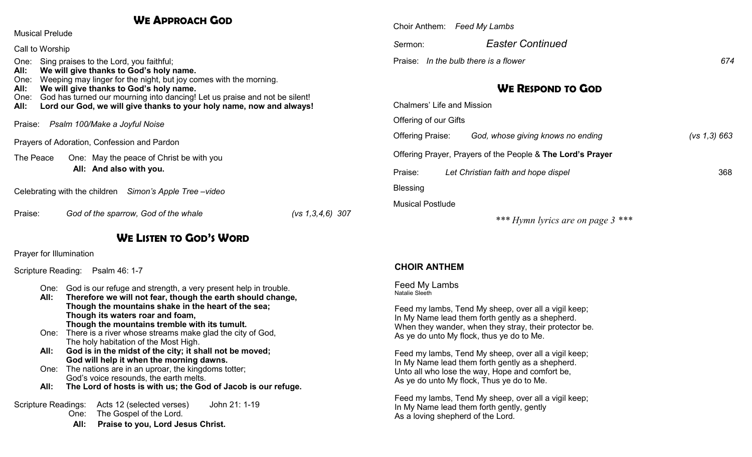## WE APPROACH GOD

Musical Prelude

Call to Worship

One: Sing praises to the Lord, you faithful;
**All: We will give thanks to God's holy name.**
One: Weeping may linger for the night, but joy comes with the morning.
**All: We will give thanks to God's holy name.**
One: God has turned our mourning into dancing! Let us praise and not be silent!
**All: Lord our God, we will give thanks to your holy name, now and always!**

Praise: *Psalm 100/Make a Joyful Noise*

Prayers of Adoration, Confession and Pardon

The Peace One: May the peace of Christ be with you
**All: And also with you.**

Celebrating with the children *Simon's Apple Tree –video*

Praise: *God of the sparrow, God of the whale* *(vs 1,3,4,6)* 307

## WE LISTEN TO GOD'S WORD

Prayer for Illumination

Scripture Reading: Psalm 46: 1-7

One: God is our refuge and strength, a very present help in trouble.
**All: Therefore we will not fear, though the earth should change,
Though the mountains shake in the heart of the sea;
Though its waters roar and foam,
Though the mountains tremble with its tumult.**
One: There is a river whose streams make glad the city of God,
The holy habitation of the Most High.
**All: God is in the midst of the city; it shall not be moved;
God will help it when the morning dawns.**
One: The nations are in an uproar, the kingdoms totter;
God's voice resounds, the earth melts.
**All: The Lord of hosts is with us; the God of Jacob is our refuge.**

Scripture Readings: Acts 12 (selected verses) John 21: 1-19
One: The Gospel of the Lord.
**All: Praise to you, Lord Jesus Christ.**

Choir Anthem: *Feed My Lambs*

Sermon: *Easter Continued*

Praise: *In the bulb there is a flower* 674

## WE RESPOND TO GOD

Chalmers' Life and Mission

Offering of our Gifts

Offering Praise: *God, whose giving knows no ending* *(vs 1,3)* 663

Offering Prayer, Prayers of the People & **The Lord's Prayer**

Praise: *Let Christian faith and hope dispel* 368

Blessing

Musical Postlude

****** Hymn lyrics are on page 3 ******

### CHOIR ANTHEM

Feed My Lambs
Natalie Sleeth

Feed my lambs, Tend My sheep, over all a vigil keep;
In My Name lead them forth gently as a shepherd.
When they wander, when they stray, their protector be.
As ye do unto My flock, thus ye do to Me.

Feed my lambs, Tend My sheep, over all a vigil keep;
In My Name lead them forth gently as a shepherd.
Unto all who lose the way, Hope and comfort be,
As ye do unto My flock, Thus ye do to Me.

Feed my lambs, Tend My sheep, over all a vigil keep;
In My Name lead them forth gently, gently
As a loving shepherd of the Lord.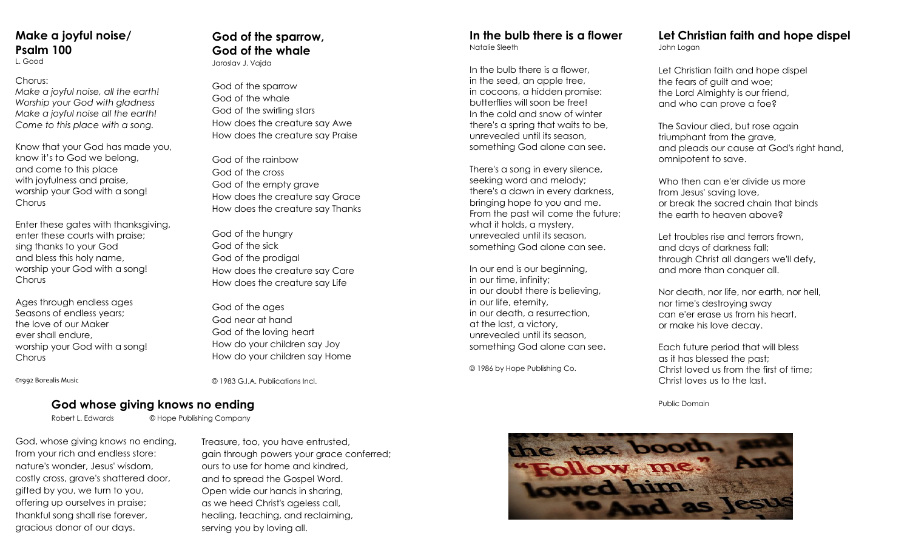## Make a joyful noise/ Psalm 100

L. Good

Chorus:
*Make a joyful noise, all the earth!*
*Worship your God with gladness*
*Make a joyful noise all the earth!*
*Come to this place with a song.*

Know that your God has made you,
know it's to God we belong,
and come to this place
with joyfulness and praise,
worship your God with a song!
Chorus

Enter these gates with thanksgiving,
enter these courts with praise;
sing thanks to your God
and bless this holy name,
worship your God with a song!
Chorus

Ages through endless ages
Seasons of endless years;
the love of our Maker
ever shall endure,
worship your God with a song!
Chorus

©1992 Borealis Music

## God of the sparrow, God of the whale

Jaroslav J. Vajda

God of the sparrow
God of the whale
God of the swirling stars
How does the creature say Awe
How does the creature say Praise

God of the rainbow
God of the cross
God of the empty grave
How does the creature say Grace
How does the creature say Thanks

God of the hungry
God of the sick
God of the prodigal
How does the creature say Care
How does the creature say Life

God of the ages
God near at hand
God of the loving heart
How do your children say Joy
How do your children say Home

© 1983 G.I.A. Publications Incl.

## In the bulb there is a flower

Natalie Sleeth

In the bulb there is a flower,
in the seed, an apple tree,
in cocoons, a hidden promise:
butterflies will soon be free!
In the cold and snow of winter
there's a spring that waits to be,
unrevealed until its season,
something God alone can see.

There's a song in every silence,
seeking word and melody;
there's a dawn in every darkness,
bringing hope to you and me.
From the past will come the future;
what it holds, a mystery,
unrevealed until its season,
something God alone can see.

In our end is our beginning,
in our time, infinity;
in our doubt there is believing,
in our life, eternity,
in our death, a resurrection,
at the last, a victory,
unrevealed until its season,
something God alone can see.

© 1986 by Hope Publishing Co.

## Let Christian faith and hope dispel

John Logan

Let Christian faith and hope dispel
the fears of guilt and woe;
the Lord Almighty is our friend,
and who can prove a foe?

The Saviour died, but rose again
triumphant from the grave,
and pleads our cause at God's right hand,
omnipotent to save.

Who then can e'er divide us more
from Jesus' saving love,
or break the sacred chain that binds
the earth to heaven above?

Let troubles rise and terrors frown,
and days of darkness fall;
through Christ all dangers we'll defy,
and more than conquer all.

Nor death, nor life, nor earth, nor hell,
nor time's destroying sway
can e'er erase us from his heart,
or make his love decay.

Each future period that will bless
as it has blessed the past;
Christ loved us from the first of time;
Christ loves us to the last.

Public Domain

## God whose giving knows no ending

Robert L. Edwards © Hope Publishing Company

God, whose giving knows no ending,
from your rich and endless store:
nature's wonder, Jesus' wisdom,
costly cross, grave's shattered door,
gifted by you, we turn to you,
offering up ourselves in praise;
thankful song shall rise forever,
gracious donor of our days.

Treasure, too, you have entrusted,
gain through powers your grace conferred;
ours to use for home and kindred,
and to spread the Gospel Word.
Open wide our hands in sharing,
as we heed Christ's ageless call,
healing, teaching, and reclaiming,
serving you by loving all.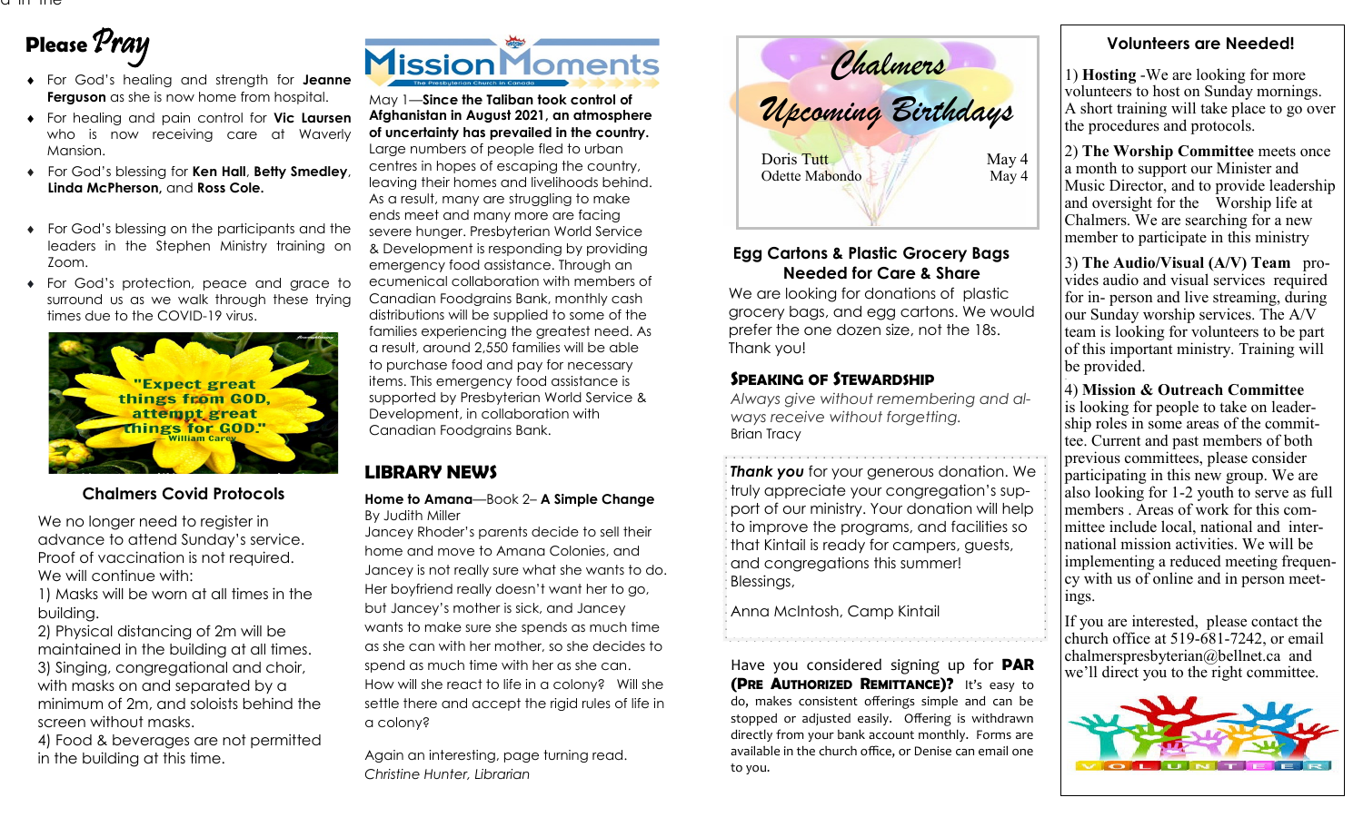## Please *Pray*

- For God's healing and strength for **Jeanne Ferguson** as she is now home from hospital.
- For healing and pain control for **Vic Laursen** who is now receiving care at Waverly Mansion.
- For God's blessing for **Ken Hall**, **Betty Smedley**, **Linda McPherson,** and **Ross Cole.**
- For God's blessing on the participants and the leaders in the Stephen Ministry training on Zoom.
- For God's protection, peace and grace to surround us as we walk through these trying times due to the COVID-19 virus.

"Expect great things from GOD, attempt great things for GOD." William Carey

### Chalmers Covid Protocols

We no longer need to register in advance to attend Sunday's service. Proof of vaccination is not required. We will continue with:

1) Masks will be worn at all times in the building.

2) Physical distancing of 2m will be maintained in the building at all times.

3) Singing, congregational and choir, with masks on and separated by a minimum of 2m, and soloists behind the screen without masks.

4) Food & beverages are not permitted in the building at this time.

## Mission Moments

The Presbyterian Church in Canada

May 1—**Since the Taliban took control of Afghanistan in August 2021, an atmosphere of uncertainty has prevailed in the country.** Large numbers of people fled to urban centres in hopes of escaping the country, leaving their homes and livelihoods behind. As a result, many are struggling to make ends meet and many more are facing severe hunger. Presbyterian World Service & Development is responding by providing emergency food assistance. Through an ecumenical collaboration with members of Canadian Foodgrains Bank, monthly cash distributions will be supplied to some of the families experiencing the greatest need. As a result, around 2,550 families will be able to purchase food and pay for necessary items. This emergency food assistance is supported by Presbyterian World Service & Development, in collaboration with Canadian Foodgrains Bank.

## LIBRARY NEWS

**Home to Amana**—Book 2– **A Simple Change**
By Judith Miller

Jancey Rhoder's parents decide to sell their home and move to Amana Colonies, and Jancey is not really sure what she wants to do. Her boyfriend really doesn't want her to go, but Jancey's mother is sick, and Jancey wants to make sure she spends as much time as she can with her mother, so she decides to spend as much time with her as she can. How will she react to life in a colony? Will she settle there and accept the rigid rules of life in a colony?

Again an interesting, page turning read.
*Christine Hunter, Librarian*

## *Chalmers Upcoming Birthdays*

| | |
|---|---|
| Doris Tutt | May 4 |
| Odette Mabondo | May 4 |

### Egg Cartons & Plastic Grocery Bags Needed for Care & Share

We are looking for donations of plastic grocery bags, and egg cartons. We would prefer the one dozen size, not the 18s. Thank you!

### Speaking of Stewardship

*Always give without remembering and always receive without forgetting.*
Brian Tracy

***Thank you*** for your generous donation. We truly appreciate your congregation's support of our ministry. Your donation will help to improve the programs, and facilities so that Kintail is ready for campers, guests, and congregations this summer!
Blessings,

Anna McIntosh, Camp Kintail

Have you considered signing up for **PAR (Pre Authorized Remittance)?** It's easy to do, makes consistent offerings simple and can be stopped or adjusted easily. Offering is withdrawn directly from your bank account monthly. Forms are available in the church office, or Denise can email one to you.

### Volunteers are Needed!

1) **Hosting** -We are looking for more volunteers to host on Sunday mornings. A short training will take place to go over the procedures and protocols.

2) **The Worship Committee** meets once a month to support our Minister and Music Director, and to provide leadership and oversight for the Worship life at Chalmers. We are searching for a new member to participate in this ministry

3) **The Audio/Visual (A/V) Team** provides audio and visual services required for in- person and live streaming, during our Sunday worship services. The A/V team is looking for volunteers to be part of this important ministry. Training will be provided.

4) **Mission & Outreach Committee** is looking for people to take on leadership roles in some areas of the committee. Current and past members of both previous committees, please consider participating in this new group. We are also looking for 1-2 youth to serve as full members . Areas of work for this committee include local, national and international mission activities. We will be implementing a reduced meeting frequency with us of online and in person meetings.

If you are interested, please contact the church office at 519-681-7242, or email chalmerspresbyterian@bellnet.ca and we'll direct you to the right committee.

VOLUNTEER